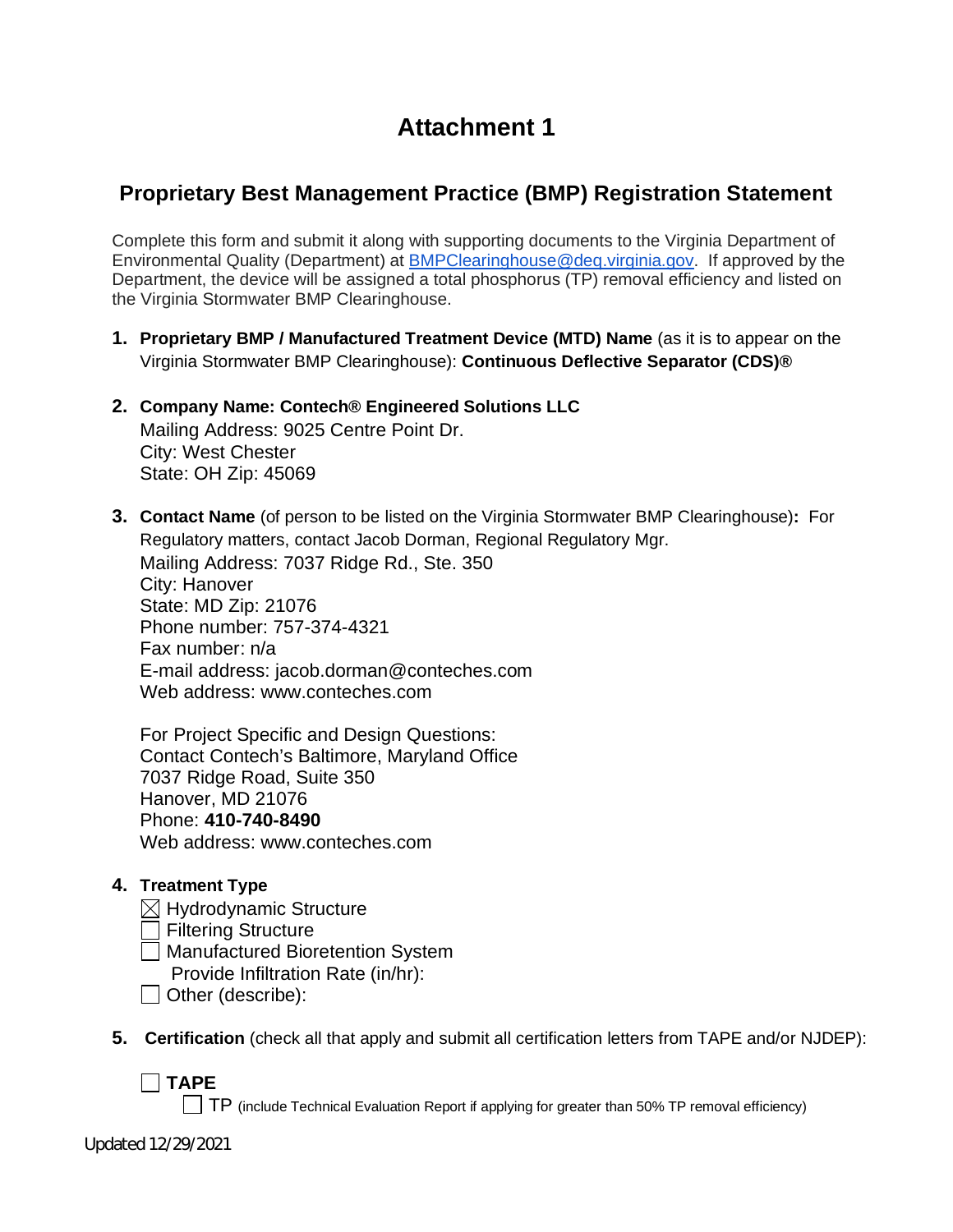# Attachment 1

## Proprietary Best Management Practice (BMP) Registration Statement

Complete this form and submit it along with supporting documents to the Virginia Department of Environmental Quality (Department) at BMPClearinghouse@deq.virginia.gov. If approved by the Department, the device will be assigned a total phosphorus (TP) removal efficiency and listed on the Virginia Stormwater BMP Clearinghouse.

1. **Proprietary BMP / Manufactured Treatment Device (MTD) Name** (as it is to appear on the Virginia Stormwater BMP Clearinghouse): **Continuous Deflective Separator (CDS)®**

2. **Company Name: Contech® Engineered Solutions LLC**
   Mailing Address: 9025 Centre Point Dr.
   City: West Chester
   State: OH Zip: 45069

3. **Contact Name** (of person to be listed on the Virginia Stormwater BMP Clearinghouse)**:** For Regulatory matters, contact Jacob Dorman, Regional Regulatory Mgr.
   Mailing Address: 7037 Ridge Rd., Ste. 350
   City: Hanover
   State: MD Zip: 21076
   Phone number: 757-374-4321
   Fax number: n/a
   E-mail address: jacob.dorman@conteches.com
   Web address: www.conteches.com

   For Project Specific and Design Questions:
   Contact Contech's Baltimore, Maryland Office
   7037 Ridge Road, Suite 350
   Hanover, MD 21076
   Phone: **410-740-8490**
   Web address: www.conteches.com

4. **Treatment Type**
   - ☒ Hydrodynamic Structure
   - ☐ Filtering Structure
   - ☐ Manufactured Bioretention System
     Provide Infiltration Rate (in/hr):
   - ☐ Other (describe):

5. **Certification** (check all that apply and submit all certification letters from TAPE and/or NJDEP):

   ☐ **TAPE**
   - ☐ TP (include Technical Evaluation Report if applying for greater than 50% TP removal efficiency)

Updated 12/29/2021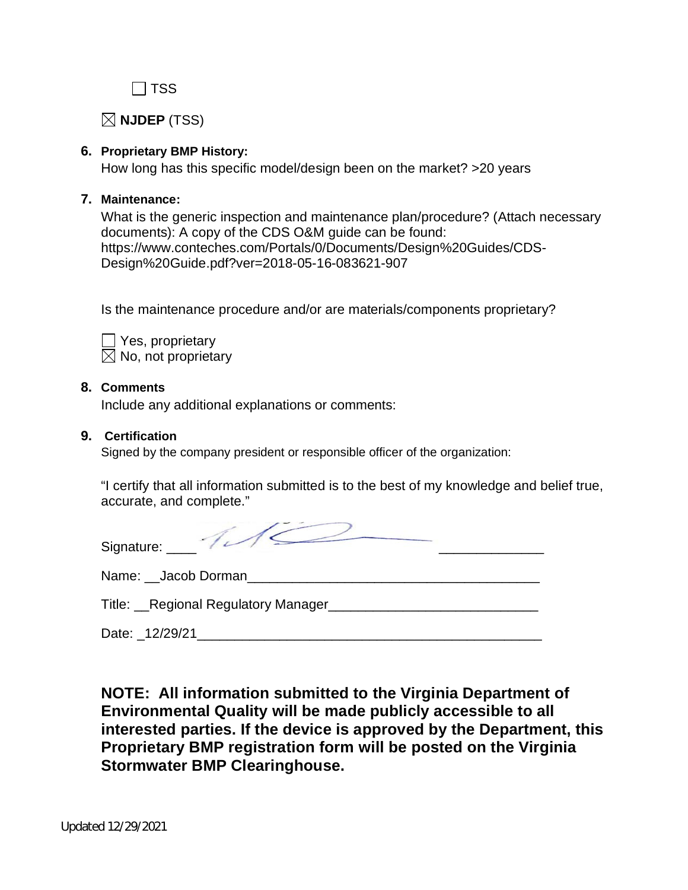☐ TSS

☒ **NJDEP** (TSS)

**6. Proprietary BMP History:**

How long has this specific model/design been on the market? >20 years

**7. Maintenance:**

What is the generic inspection and maintenance plan/procedure? (Attach necessary documents): A copy of the CDS O&M guide can be found: https://www.conteches.com/Portals/0/Documents/Design%20Guides/CDS-Design%20Guide.pdf?ver=2018-05-16-083621-907

Is the maintenance procedure and/or are materials/components proprietary?

☐ Yes, proprietary
☒ No, not proprietary

**8. Comments**

Include any additional explanations or comments:

**9. Certification**

Signed by the company president or responsible officer of the organization:

"I certify that all information submitted is to the best of my knowledge and belief true, accurate, and complete."

Signature: ____ ______________

Name: __Jacob Dorman________________________________________

Title: __Regional Regulatory Manager____________________________

Date: _12/29/21_________________________________________________

**NOTE: All information submitted to the Virginia Department of Environmental Quality will be made publicly accessible to all interested parties. If the device is approved by the Department, this Proprietary BMP registration form will be posted on the Virginia Stormwater BMP Clearinghouse.**

Updated 12/29/2021